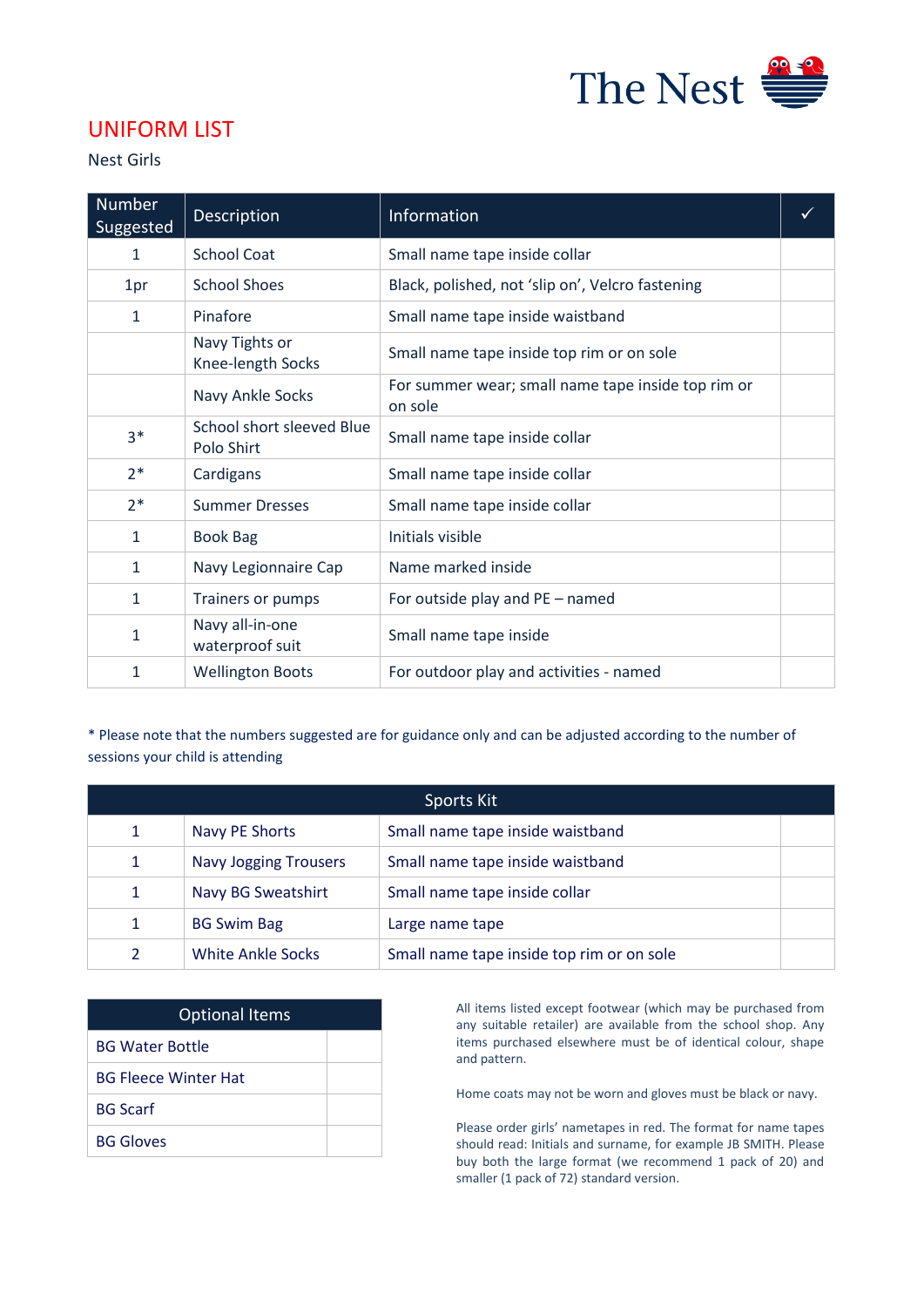The Nest

# UNIFORM LIST

Nest Girls

| Number Suggested | Description | Information | ✓ |
|---|---|---|---|
| 1 | School Coat | Small name tape inside collar | |
| 1pr | School Shoes | Black, polished, not 'slip on', Velcro fastening | |
| 1 | Pinafore | Small name tape inside waistband | |
| | Navy Tights or Knee-length Socks | Small name tape inside top rim or on sole | |
| | Navy Ankle Socks | For summer wear; small name tape inside top rim or on sole | |
| 3* | School short sleeved Blue Polo Shirt | Small name tape inside collar | |
| 2* | Cardigans | Small name tape inside collar | |
| 2* | Summer Dresses | Small name tape inside collar | |
| 1 | Book Bag | Initials visible | |
| 1 | Navy Legionnaire Cap | Name marked inside | |
| 1 | Trainers or pumps | For outside play and PE – named | |
| 1 | Navy all-in-one waterproof suit | Small name tape inside | |
| 1 | Wellington Boots | For outdoor play and activities - named | |

* Please note that the numbers suggested are for guidance only and can be adjusted according to the number of sessions your child is attending

| Sports Kit | | | |
|---|---|---|---|
| 1 | Navy PE Shorts | Small name tape inside waistband | |
| 1 | Navy Jogging Trousers | Small name tape inside waistband | |
| 1 | Navy BG Sweatshirt | Small name tape inside collar | |
| 1 | BG Swim Bag | Large name tape | |
| 2 | White Ankle Socks | Small name tape inside top rim or on sole | |

| Optional Items | |
|---|---|
| BG Water Bottle | |
| BG Fleece Winter Hat | |
| BG Scarf | |
| BG Gloves | |

All items listed except footwear (which may be purchased from any suitable retailer) are available from the school shop. Any items purchased elsewhere must be of identical colour, shape and pattern.

Home coats may not be worn and gloves must be black or navy.

Please order girls' nametapes in red. The format for name tapes should read: Initials and surname, for example JB SMITH. Please buy both the large format (we recommend 1 pack of 20) and smaller (1 pack of 72) standard version.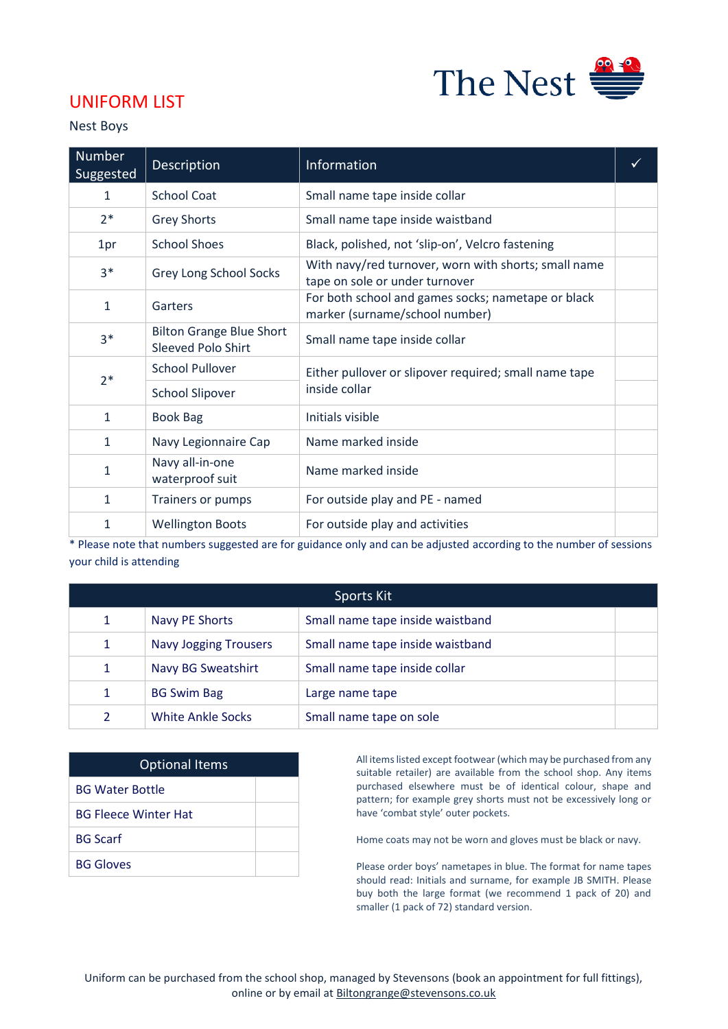The Nest

# UNIFORM LIST

Nest Boys

| Number Suggested | Description | Information | ✓ |
|---|---|---|---|
| 1 | School Coat | Small name tape inside collar | |
| 2* | Grey Shorts | Small name tape inside waistband | |
| 1pr | School Shoes | Black, polished, not 'slip-on', Velcro fastening | |
| 3* | Grey Long School Socks | With navy/red turnover, worn with shorts; small name tape on sole or under turnover | |
| 1 | Garters | For both school and games socks; nametape or black marker (surname/school number) | |
| 3* | Bilton Grange Blue Short Sleeved Polo Shirt | Small name tape inside collar | |
| 2* | School Pullover | Either pullover or slipover required; small name tape inside collar | |
| | School Slipover | | |
| 1 | Book Bag | Initials visible | |
| 1 | Navy Legionnaire Cap | Name marked inside | |
| 1 | Navy all-in-one waterproof suit | Name marked inside | |
| 1 | Trainers or pumps | For outside play and PE - named | |
| 1 | Wellington Boots | For outside play and activities | |

* Please note that numbers suggested are for guidance only and can be adjusted according to the number of sessions your child is attending

| Sports Kit | | | |
|---|---|---|---|
| 1 | Navy PE Shorts | Small name tape inside waistband | |
| 1 | Navy Jogging Trousers | Small name tape inside waistband | |
| 1 | Navy BG Sweatshirt | Small name tape inside collar | |
| 1 | BG Swim Bag | Large name tape | |
| 2 | White Ankle Socks | Small name tape on sole | |

| Optional Items | |
|---|---|
| BG Water Bottle | |
| BG Fleece Winter Hat | |
| BG Scarf | |
| BG Gloves | |

All items listed except footwear (which may be purchased from any suitable retailer) are available from the school shop. Any items purchased elsewhere must be of identical colour, shape and pattern; for example grey shorts must not be excessively long or have 'combat style' outer pockets.

Home coats may not be worn and gloves must be black or navy.

Please order boys' nametapes in blue. The format for name tapes should read: Initials and surname, for example JB SMITH. Please buy both the large format (we recommend 1 pack of 20) and smaller (1 pack of 72) standard version.

Uniform can be purchased from the school shop, managed by Stevensons (book an appointment for full fittings), online or by email at Biltongrange@stevensons.co.uk